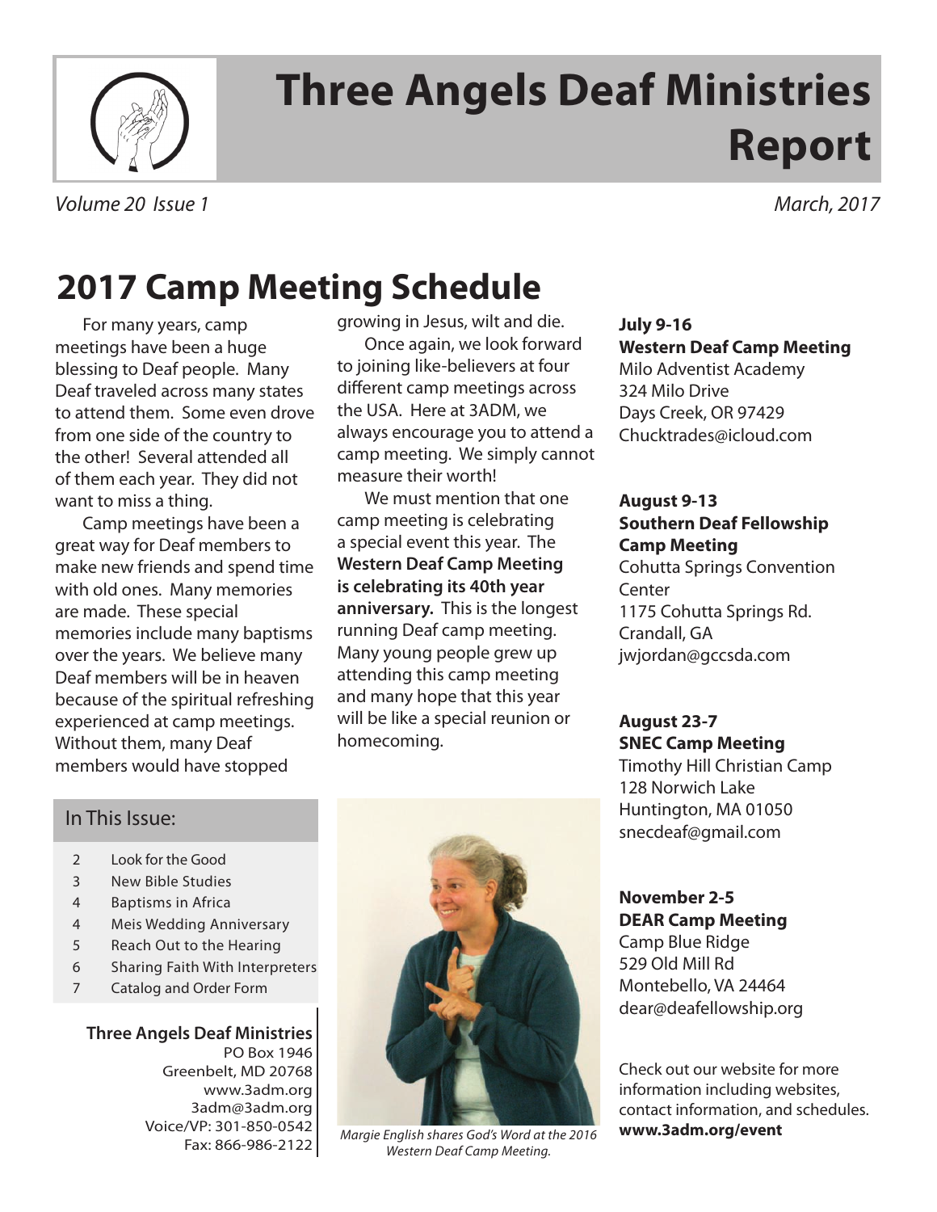# Three Angels Deaf Ministries Report

*Volume 20 Issue 1*

*March, 2017*

## 2017 Camp Meeting Schedule

For many years, camp meetings have been a huge blessing to Deaf people. Many Deaf traveled across many states to attend them. Some even drove from one side of the country to the other! Several attended all of them each year. They did not want to miss a thing.

Camp meetings have been a great way for Deaf members to make new friends and spend time with old ones. Many memories are made. These special memories include many baptisms over the years. We believe many Deaf members will be in heaven because of the spiritual refreshing experienced at camp meetings. Without them, many Deaf members would have stopped growing in Jesus, wilt and die.

Once again, we look forward to joining like-believers at four different camp meetings across the USA. Here at 3ADM, we always encourage you to attend a camp meeting. We simply cannot measure their worth!

We must mention that one camp meeting is celebrating a special event this year. The **Western Deaf Camp Meeting is celebrating its 40th year anniversary.** This is the longest running Deaf camp meeting. Many young people grew up attending this camp meeting and many hope that this year will be like a special reunion or homecoming.

*Margie English shares God's Word at the 2016 Western Deaf Camp Meeting.*

**July 9-16**
**Western Deaf Camp Meeting**
Milo Adventist Academy
324 Milo Drive
Days Creek, OR 97429
Chucktrades@icloud.com

**August 9-13**
**Southern Deaf Fellowship Camp Meeting**
Cohutta Springs Convention Center
1175 Cohutta Springs Rd.
Crandall, GA
jwjordan@gccsda.com

**August 23-7**
**SNEC Camp Meeting**
Timothy Hill Christian Camp
128 Norwich Lake
Huntington, MA 01050
snecdeaf@gmail.com

**November 2-5**
**DEAR Camp Meeting**
Camp Blue Ridge
529 Old Mill Rd
Montebello, VA 24464
dear@deafellowship.org

Check out our website for more information including websites, contact information, and schedules.
**www.3adm.org/event**

### In This Issue:

| | |
|---|---|
| 2 | Look for the Good |
| 3 | New Bible Studies |
| 4 | Baptisms in Africa |
| 4 | Meis Wedding Anniversary |
| 5 | Reach Out to the Hearing |
| 6 | Sharing Faith With Interpreters |
| 7 | Catalog and Order Form |

**Three Angels Deaf Ministries**
PO Box 1946
Greenbelt, MD 20768
www.3adm.org
3adm@3adm.org
Voice/VP: 301-850-0542
Fax: 866-986-2122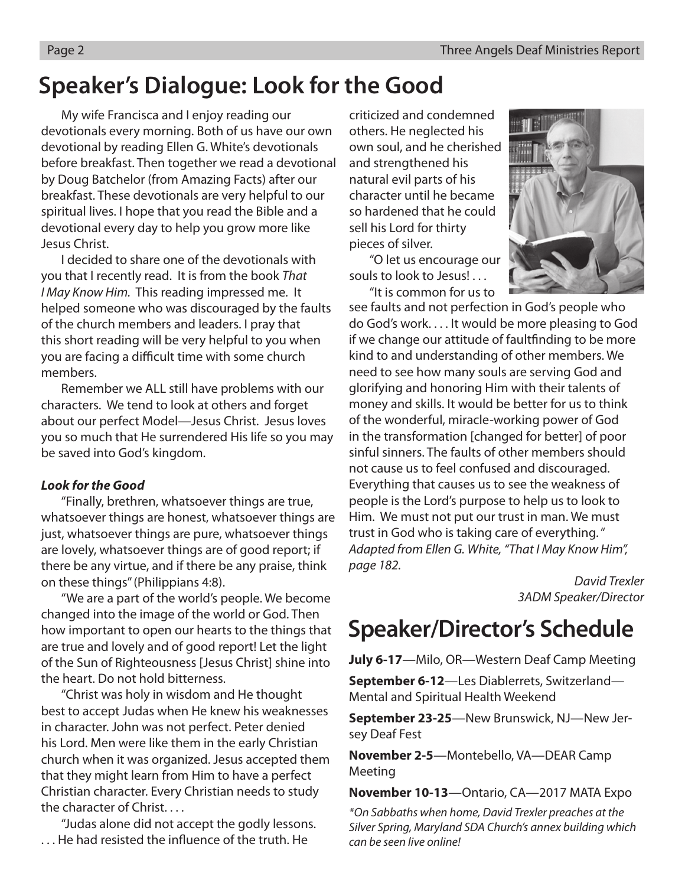# Speaker's Dialogue: Look for the Good

My wife Francisca and I enjoy reading our devotionals every morning. Both of us have our own devotional by reading Ellen G. White's devotionals before breakfast. Then together we read a devotional by Doug Batchelor (from Amazing Facts) after our breakfast. These devotionals are very helpful to our spiritual lives. I hope that you read the Bible and a devotional every day to help you grow more like Jesus Christ.

I decided to share one of the devotionals with you that I recently read. It is from the book *That I May Know Him.* This reading impressed me. It helped someone who was discouraged by the faults of the church members and leaders. I pray that this short reading will be very helpful to you when you are facing a difficult time with some church members.

Remember we ALL still have problems with our characters. We tend to look at others and forget about our perfect Model—Jesus Christ. Jesus loves you so much that He surrendered His life so you may be saved into God's kingdom.

***Look for the Good***

"Finally, brethren, whatsoever things are true, whatsoever things are honest, whatsoever things are just, whatsoever things are pure, whatsoever things are lovely, whatsoever things are of good report; if there be any virtue, and if there be any praise, think on these things" (Philippians 4:8).

"We are a part of the world's people. We become changed into the image of the world or God. Then how important to open our hearts to the things that are true and lovely and of good report! Let the light of the Sun of Righteousness [Jesus Christ] shine into the heart. Do not hold bitterness.

"Christ was holy in wisdom and He thought best to accept Judas when He knew his weaknesses in character. John was not perfect. Peter denied his Lord. Men were like them in the early Christian church when it was organized. Jesus accepted them that they might learn from Him to have a perfect Christian character. Every Christian needs to study the character of Christ. . . .

"Judas alone did not accept the godly lessons. . . . He had resisted the influence of the truth. He criticized and condemned others. He neglected his own soul, and he cherished and strengthened his natural evil parts of his character until he became so hardened that he could sell his Lord for thirty pieces of silver.

"O let us encourage our souls to look to Jesus! . . .

"It is common for us to see faults and not perfection in God's people who do God's work. . . . It would be more pleasing to God if we change our attitude of faultfinding to be more kind to and understanding of other members. We need to see how many souls are serving God and glorifying and honoring Him with their talents of money and skills. It would be better for us to think of the wonderful, miracle-working power of God in the transformation [changed for better] of poor sinful sinners. The faults of other members should not cause us to feel confused and discouraged. Everything that causes us to see the weakness of people is the Lord's purpose to help us to look to Him. We must not put our trust in man. We must trust in God who is taking care of everything. " *Adapted from Ellen G. White, "That I May Know Him", page 182.*

*David Trexler*
*3ADM Speaker/Director*

# Speaker/Director's Schedule

**July 6-17**—Milo, OR—Western Deaf Camp Meeting

**September 6-12**—Les Diablerrets, Switzerland—Mental and Spiritual Health Weekend

**September 23-25**—New Brunswick, NJ—New Jersey Deaf Fest

**November 2-5**—Montebello, VA—DEAR Camp Meeting

**November 10-13**—Ontario, CA—2017 MATA Expo

*\*On Sabbaths when home, David Trexler preaches at the Silver Spring, Maryland SDA Church's annex building which can be seen live online!*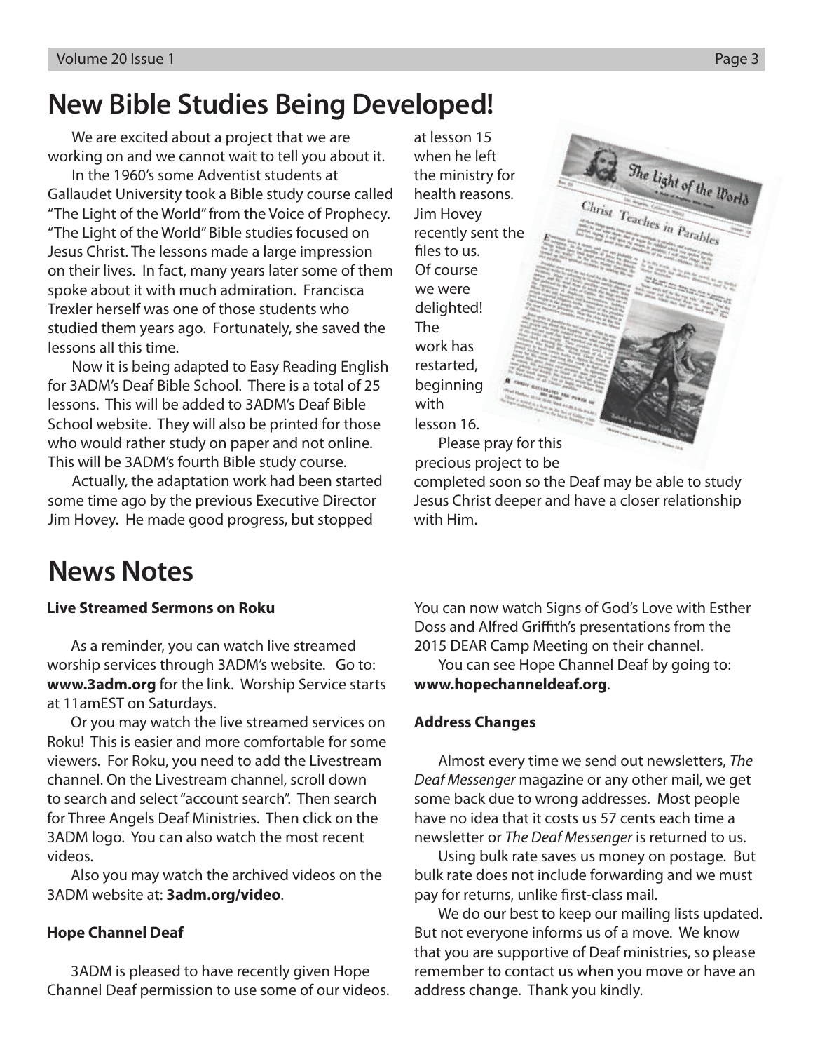# New Bible Studies Being Developed!

We are excited about a project that we are working on and we cannot wait to tell you about it.

In the 1960's some Adventist students at Gallaudet University took a Bible study course called "The Light of the World" from the Voice of Prophecy. "The Light of the World" Bible studies focused on Jesus Christ. The lessons made a large impression on their lives. In fact, many years later some of them spoke about it with much admiration. Francisca Trexler herself was one of those students who studied them years ago. Fortunately, she saved the lessons all this time.

Now it is being adapted to Easy Reading English for 3ADM's Deaf Bible School. There is a total of 25 lessons. This will be added to 3ADM's Deaf Bible School website. They will also be printed for those who would rather study on paper and not online. This will be 3ADM's fourth Bible study course.

Actually, the adaptation work had been started some time ago by the previous Executive Director Jim Hovey. He made good progress, but stopped at lesson 15 when he left the ministry for health reasons. Jim Hovey recently sent the files to us. Of course we were delighted! The work has restarted, beginning with lesson 16.

Please pray for this precious project to be completed soon so the Deaf may be able to study Jesus Christ deeper and have a closer relationship with Him.

# News Notes

**Live Streamed Sermons on Roku**

As a reminder, you can watch live streamed worship services through 3ADM's website. Go to: **www.3adm.org** for the link. Worship Service starts at 11amEST on Saturdays.

Or you may watch the live streamed services on Roku! This is easier and more comfortable for some viewers. For Roku, you need to add the Livestream channel. On the Livestream channel, scroll down to search and select "account search". Then search for Three Angels Deaf Ministries. Then click on the 3ADM logo. You can also watch the most recent videos.

Also you may watch the archived videos on the 3ADM website at: **3adm.org/video**.

**Hope Channel Deaf**

3ADM is pleased to have recently given Hope Channel Deaf permission to use some of our videos. You can now watch Signs of God's Love with Esther Doss and Alfred Griffith's presentations from the 2015 DEAR Camp Meeting on their channel.

You can see Hope Channel Deaf by going to: **www.hopechanneldeaf.org**.

**Address Changes**

Almost every time we send out newsletters, *The Deaf Messenger* magazine or any other mail, we get some back due to wrong addresses. Most people have no idea that it costs us 57 cents each time a newsletter or *The Deaf Messenger* is returned to us.

Using bulk rate saves us money on postage. But bulk rate does not include forwarding and we must pay for returns, unlike first-class mail.

We do our best to keep our mailing lists updated. But not everyone informs us of a move. We know that you are supportive of Deaf ministries, so please remember to contact us when you move or have an address change. Thank you kindly.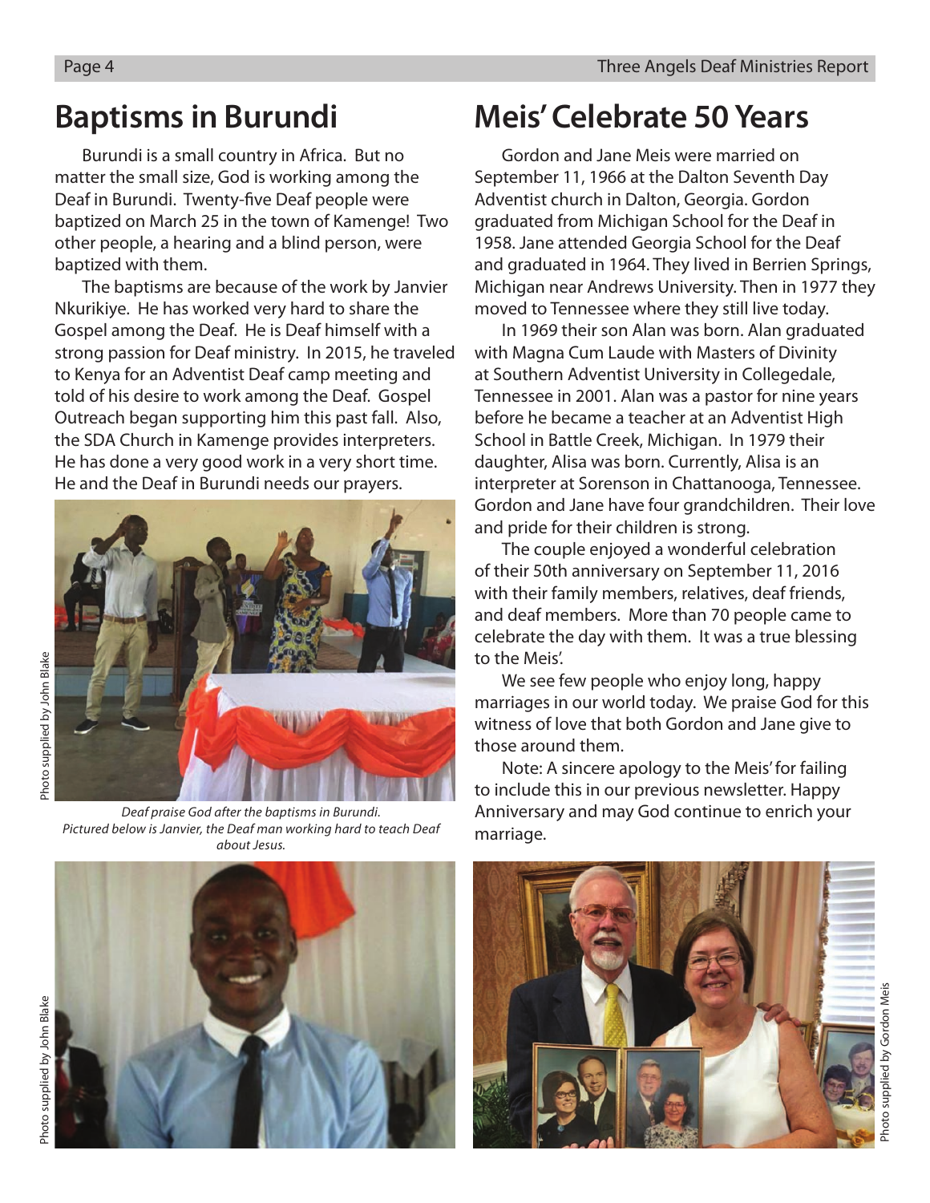## Baptisms in Burundi

Burundi is a small country in Africa. But no matter the small size, God is working among the Deaf in Burundi. Twenty-five Deaf people were baptized on March 25 in the town of Kamenge! Two other people, a hearing and a blind person, were baptized with them.

The baptisms are because of the work by Janvier Nkurikiye. He has worked very hard to share the Gospel among the Deaf. He is Deaf himself with a strong passion for Deaf ministry. In 2015, he traveled to Kenya for an Adventist Deaf camp meeting and told of his desire to work among the Deaf. Gospel Outreach began supporting him this past fall. Also, the SDA Church in Kamenge provides interpreters. He has done a very good work in a very short time. He and the Deaf in Burundi needs our prayers.

Photo supplied by John Blake

*Deaf praise God after the baptisms in Burundi. Pictured below is Janvier, the Deaf man working hard to teach Deaf about Jesus.*

Photo supplied by John Blake

## Meis' Celebrate 50 Years

Gordon and Jane Meis were married on September 11, 1966 at the Dalton Seventh Day Adventist church in Dalton, Georgia. Gordon graduated from Michigan School for the Deaf in 1958. Jane attended Georgia School for the Deaf and graduated in 1964. They lived in Berrien Springs, Michigan near Andrews University. Then in 1977 they moved to Tennessee where they still live today.

In 1969 their son Alan was born. Alan graduated with Magna Cum Laude with Masters of Divinity at Southern Adventist University in Collegedale, Tennessee in 2001. Alan was a pastor for nine years before he became a teacher at an Adventist High School in Battle Creek, Michigan. In 1979 their daughter, Alisa was born. Currently, Alisa is an interpreter at Sorenson in Chattanooga, Tennessee. Gordon and Jane have four grandchildren. Their love and pride for their children is strong.

The couple enjoyed a wonderful celebration of their 50th anniversary on September 11, 2016 with their family members, relatives, deaf friends, and deaf members. More than 70 people came to celebrate the day with them. It was a true blessing to the Meis'.

We see few people who enjoy long, happy marriages in our world today. We praise God for this witness of love that both Gordon and Jane give to those around them.

Note: A sincere apology to the Meis' for failing to include this in our previous newsletter. Happy Anniversary and may God continue to enrich your marriage.

Photo supplied by Gordon Meis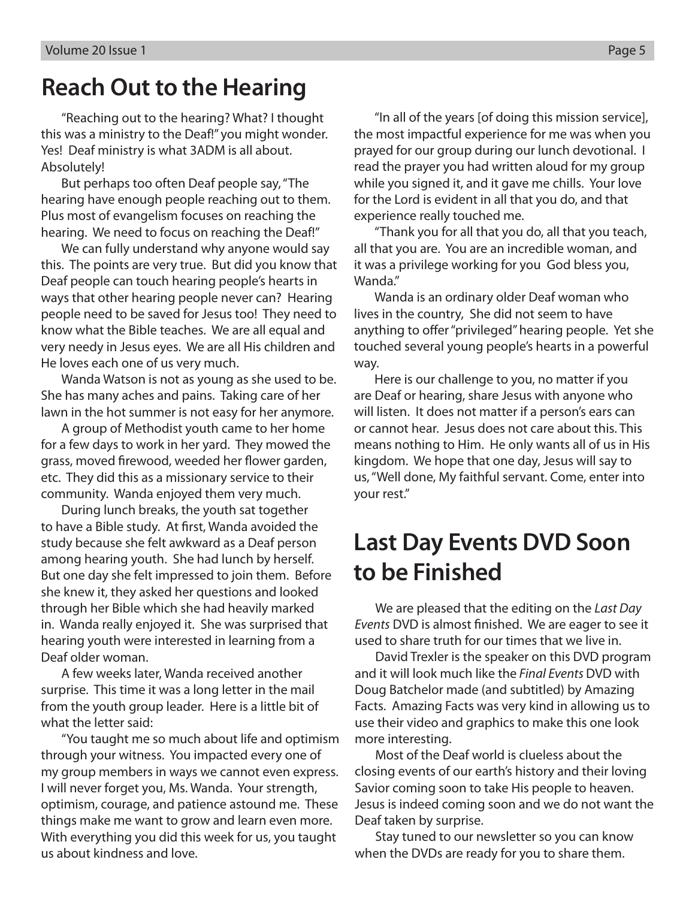## Reach Out to the Hearing

"Reaching out to the hearing? What? I thought this was a ministry to the Deaf!" you might wonder. Yes! Deaf ministry is what 3ADM is all about. Absolutely!

But perhaps too often Deaf people say, "The hearing have enough people reaching out to them. Plus most of evangelism focuses on reaching the hearing. We need to focus on reaching the Deaf!"

We can fully understand why anyone would say this. The points are very true. But did you know that Deaf people can touch hearing people's hearts in ways that other hearing people never can? Hearing people need to be saved for Jesus too! They need to know what the Bible teaches. We are all equal and very needy in Jesus eyes. We are all His children and He loves each one of us very much.

Wanda Watson is not as young as she used to be. She has many aches and pains. Taking care of her lawn in the hot summer is not easy for her anymore.

A group of Methodist youth came to her home for a few days to work in her yard. They mowed the grass, moved firewood, weeded her flower garden, etc. They did this as a missionary service to their community. Wanda enjoyed them very much.

During lunch breaks, the youth sat together to have a Bible study. At first, Wanda avoided the study because she felt awkward as a Deaf person among hearing youth. She had lunch by herself. But one day she felt impressed to join them. Before she knew it, they asked her questions and looked through her Bible which she had heavily marked in. Wanda really enjoyed it. She was surprised that hearing youth were interested in learning from a Deaf older woman.

A few weeks later, Wanda received another surprise. This time it was a long letter in the mail from the youth group leader. Here is a little bit of what the letter said:

"You taught me so much about life and optimism through your witness. You impacted every one of my group members in ways we cannot even express. I will never forget you, Ms. Wanda. Your strength, optimism, courage, and patience astound me. These things make me want to grow and learn even more. With everything you did this week for us, you taught us about kindness and love.

"In all of the years [of doing this mission service], the most impactful experience for me was when you prayed for our group during our lunch devotional. I read the prayer you had written aloud for my group while you signed it, and it gave me chills. Your love for the Lord is evident in all that you do, and that experience really touched me.

"Thank you for all that you do, all that you teach, all that you are. You are an incredible woman, and it was a privilege working for you God bless you, Wanda."

Wanda is an ordinary older Deaf woman who lives in the country, She did not seem to have anything to offer "privileged" hearing people. Yet she touched several young people's hearts in a powerful way.

Here is our challenge to you, no matter if you are Deaf or hearing, share Jesus with anyone who will listen. It does not matter if a person's ears can or cannot hear. Jesus does not care about this. This means nothing to Him. He only wants all of us in His kingdom. We hope that one day, Jesus will say to us, "Well done, My faithful servant. Come, enter into your rest."

## Last Day Events DVD Soon to be Finished

We are pleased that the editing on the *Last Day Events* DVD is almost finished. We are eager to see it used to share truth for our times that we live in.

David Trexler is the speaker on this DVD program and it will look much like the *Final Events* DVD with Doug Batchelor made (and subtitled) by Amazing Facts. Amazing Facts was very kind in allowing us to use their video and graphics to make this one look more interesting.

Most of the Deaf world is clueless about the closing events of our earth's history and their loving Savior coming soon to take His people to heaven. Jesus is indeed coming soon and we do not want the Deaf taken by surprise.

Stay tuned to our newsletter so you can know when the DVDs are ready for you to share them.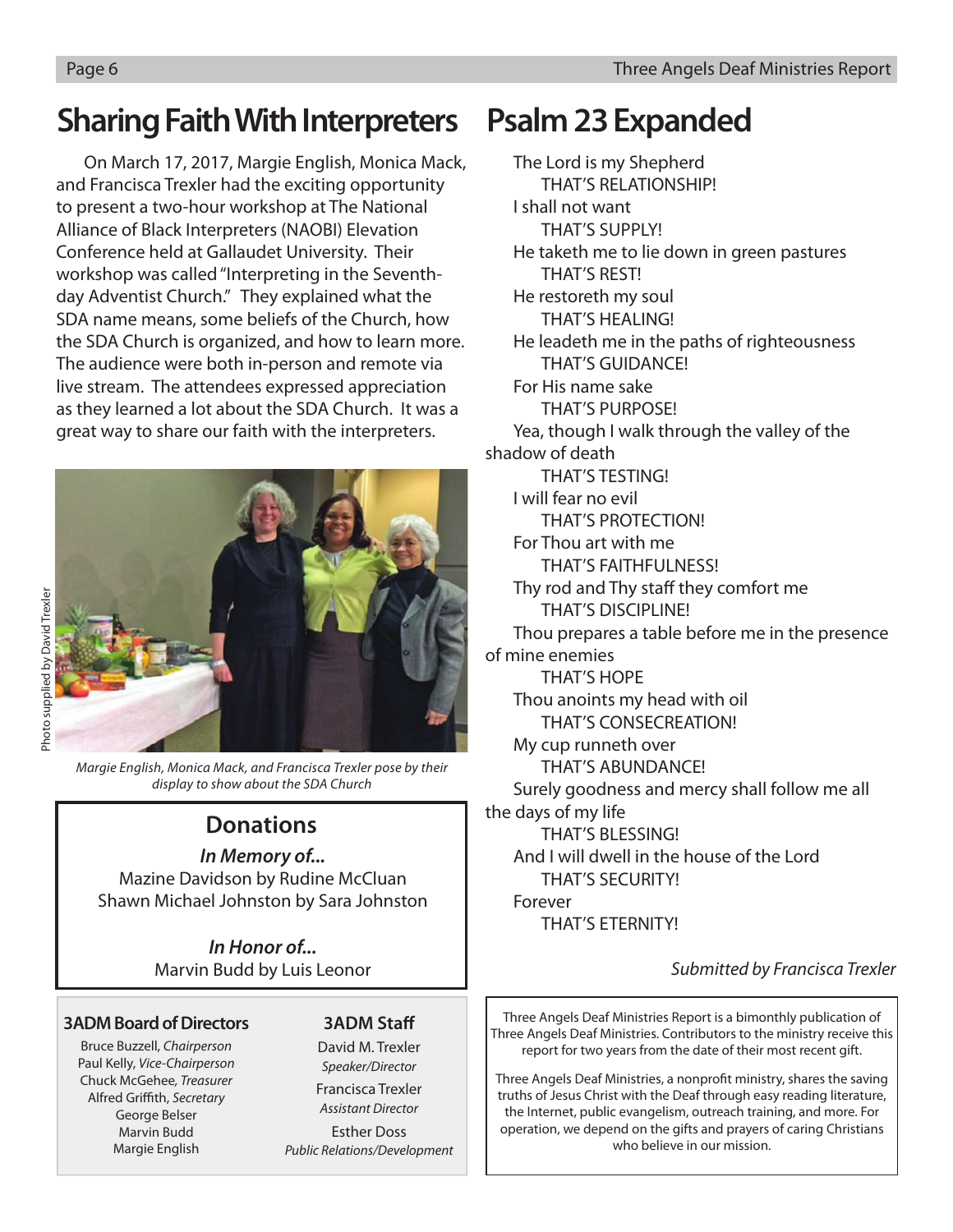# Sharing Faith With Interpreters

On March 17, 2017, Margie English, Monica Mack, and Francisca Trexler had the exciting opportunity to present a two-hour workshop at The National Alliance of Black Interpreters (NAOBI) Elevation Conference held at Gallaudet University. Their workshop was called "Interpreting in the Seventh-day Adventist Church." They explained what the SDA name means, some beliefs of the Church, how the SDA Church is organized, and how to learn more. The audience were both in-person and remote via live stream. The attendees expressed appreciation as they learned a lot about the SDA Church. It was a great way to share our faith with the interpreters.

Photo supplied by David Trexler

*Margie English, Monica Mack, and Francisca Trexler pose by their display to show about the SDA Church*

## Donations

***In Memory of...***

Mazine Davidson by Rudine McCluan
Shawn Michael Johnston by Sara Johnston

***In Honor of...***

Marvin Budd by Luis Leonor

### 3ADM Board of Directors

Bruce Buzzell, *Chairperson*
Paul Kelly, *Vice-Chairperson*
Chuck McGehee, *Treasurer*
Alfred Griffith, *Secretary*
George Belser
Marvin Budd
Margie English

### 3ADM Staff

David M. Trexler
*Speaker/Director*

Francisca Trexler
*Assistant Director*

Esther Doss
*Public Relations/Development*

# Psalm 23 Expanded

The Lord is my Shepherd
THAT'S RELATIONSHIP!
I shall not want
THAT'S SUPPLY!
He taketh me to lie down in green pastures
THAT'S REST!
He restoreth my soul
THAT'S HEALING!
He leadeth me in the paths of righteousness
THAT'S GUIDANCE!
For His name sake
THAT'S PURPOSE!
Yea, though I walk through the valley of the shadow of death
THAT'S TESTING!
I will fear no evil
THAT'S PROTECTION!
For Thou art with me
THAT'S FAITHFULNESS!
Thy rod and Thy staff they comfort me
THAT'S DISCIPLINE!
Thou prepares a table before me in the presence of mine enemies
THAT'S HOPE
Thou anoints my head with oil
THAT'S CONSECREATION!
My cup runneth over
THAT'S ABUNDANCE!
Surely goodness and mercy shall follow me all the days of my life
THAT'S BLESSING!
And I will dwell in the house of the Lord
THAT'S SECURITY!
Forever
THAT'S ETERNITY!

*Submitted by Francisca Trexler*

Three Angels Deaf Ministries Report is a bimonthly publication of Three Angels Deaf Ministries. Contributors to the ministry receive this report for two years from the date of their most recent gift.

Three Angels Deaf Ministries, a nonprofit ministry, shares the saving truths of Jesus Christ with the Deaf through easy reading literature, the Internet, public evangelism, outreach training, and more. For operation, we depend on the gifts and prayers of caring Christians who believe in our mission.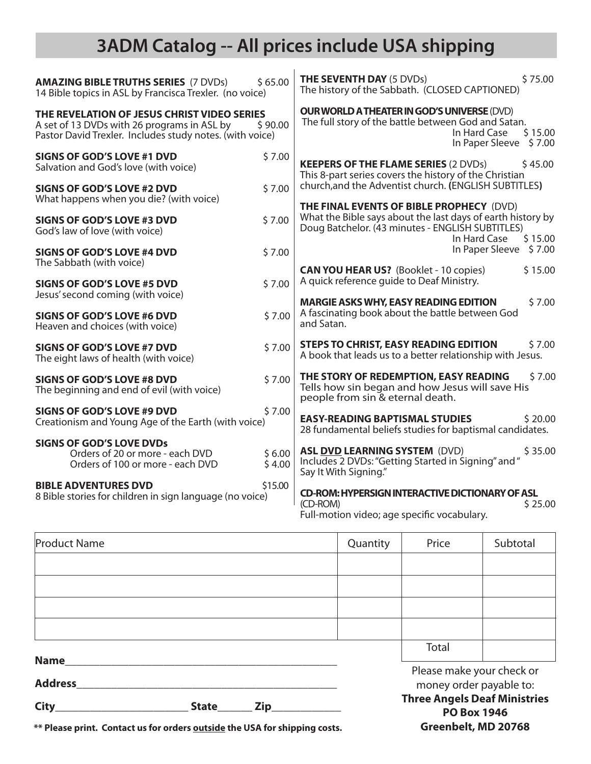# 3ADM Catalog -- All prices include USA shipping

**AMAZING BIBLE TRUTHS SERIES** (7 DVDs) $ 65.00
14 Bible topics in ASL by Francisca Trexler. (no voice)

**THE REVELATION OF JESUS CHRIST VIDEO SERIES**
A set of 13 DVDs with 26 programs in ASL by Pastor David Trexler. Includes study notes. (with voice) $ 90.00

**SIGNS OF GOD'S LOVE #1 DVD** $ 7.00
Salvation and God's love (with voice)

**SIGNS OF GOD'S LOVE #2 DVD** $ 7.00
What happens when you die? (with voice)

**SIGNS OF GOD'S LOVE #3 DVD** $ 7.00
God's law of love (with voice)

**SIGNS OF GOD'S LOVE #4 DVD** $ 7.00
The Sabbath (with voice)

**SIGNS OF GOD'S LOVE #5 DVD** $ 7.00
Jesus' second coming (with voice)

**SIGNS OF GOD'S LOVE #6 DVD** $ 7.00
Heaven and choices (with voice)

**SIGNS OF GOD'S LOVE #7 DVD** $ 7.00
The eight laws of health (with voice)

**SIGNS OF GOD'S LOVE #8 DVD** $ 7.00
The beginning and end of evil (with voice)

**SIGNS OF GOD'S LOVE #9 DVD** $ 7.00
Creationism and Young Age of the Earth (with voice)

**SIGNS OF GOD'S LOVE DVDs**
Orders of 20 or more - each DVD $ 6.00
Orders of 100 or more - each DVD $ 4.00

**BIBLE ADVENTURES DVD** $15.00
8 Bible stories for children in sign language (no voice)

**THE SEVENTH DAY** (5 DVDs) $ 75.00
The history of the Sabbath. (CLOSED CAPTIONED)

**OUR WORLD A THEATER IN GOD'S UNIVERSE** (DVD)
The full story of the battle between God and Satan.
In Hard Case $ 15.00
In Paper Sleeve $ 7.00

**KEEPERS OF THE FLAME SERIES** (2 DVDs) $ 45.00
This 8-part series covers the history of the Christian church,and the Adventist church. **(**ENGLISH SUBTITLES**)**

**THE FINAL EVENTS OF BIBLE PROPHECY** (DVD)
What the Bible says about the last days of earth history by Doug Batchelor. (43 minutes - ENGLISH SUBTITLES)
In Hard Case $ 15.00
In Paper Sleeve $ 7.00

**CAN YOU HEAR US?** (Booklet - 10 copies) $ 15.00
A quick reference guide to Deaf Ministry.

**MARGIE ASKS WHY, EASY READING EDITION** $ 7.00
A fascinating book about the battle between God and Satan.

**STEPS TO CHRIST, EASY READING EDITION** $ 7.00
A book that leads us to a better relationship with Jesus.

**THE STORY OF REDEMPTION, EASY READING** $ 7.00
Tells how sin began and how Jesus will save His people from sin & eternal death.

**EASY-READING BAPTISMAL STUDIES** $ 20.00
28 fundamental beliefs studies for baptismal candidates.

**ASL DVD LEARNING SYSTEM** (DVD) $ 35.00
Includes 2 DVDs: "Getting Started in Signing" and " Say It With Signing."

**CD-ROM: HYPERSIGN INTERACTIVE DICTIONARY OF ASL**
(CD-ROM) $ 25.00
Full-motion video; age specific vocabulary.

| Product Name | Quantity | Price | Subtotal |
|---|---|---|---|
| | | | |
| | | | |
| | | | |
| | | | |
| | | Total | |

**Name**\_\_\_\_\_\_\_\_\_\_\_\_\_\_\_\_\_\_\_\_\_\_\_\_\_\_\_\_\_\_\_\_\_\_\_\_\_\_\_\_

**Address**\_\_\_\_\_\_\_\_\_\_\_\_\_\_\_\_\_\_\_\_\_\_\_\_\_\_\_\_\_\_\_\_\_\_\_\_\_\_

**City**\_\_\_\_\_\_\_\_\_\_\_\_\_\_\_\_\_\_\_\_ **State**\_\_\_\_\_ **Zip**\_\_\_\_\_\_\_\_\_\_

**\*\* Please print. Contact us for orders outside the USA for shipping costs.**

Please make your check or money order payable to:
**Three Angels Deaf Ministries**
**PO Box 1946**
**Greenbelt, MD 20768**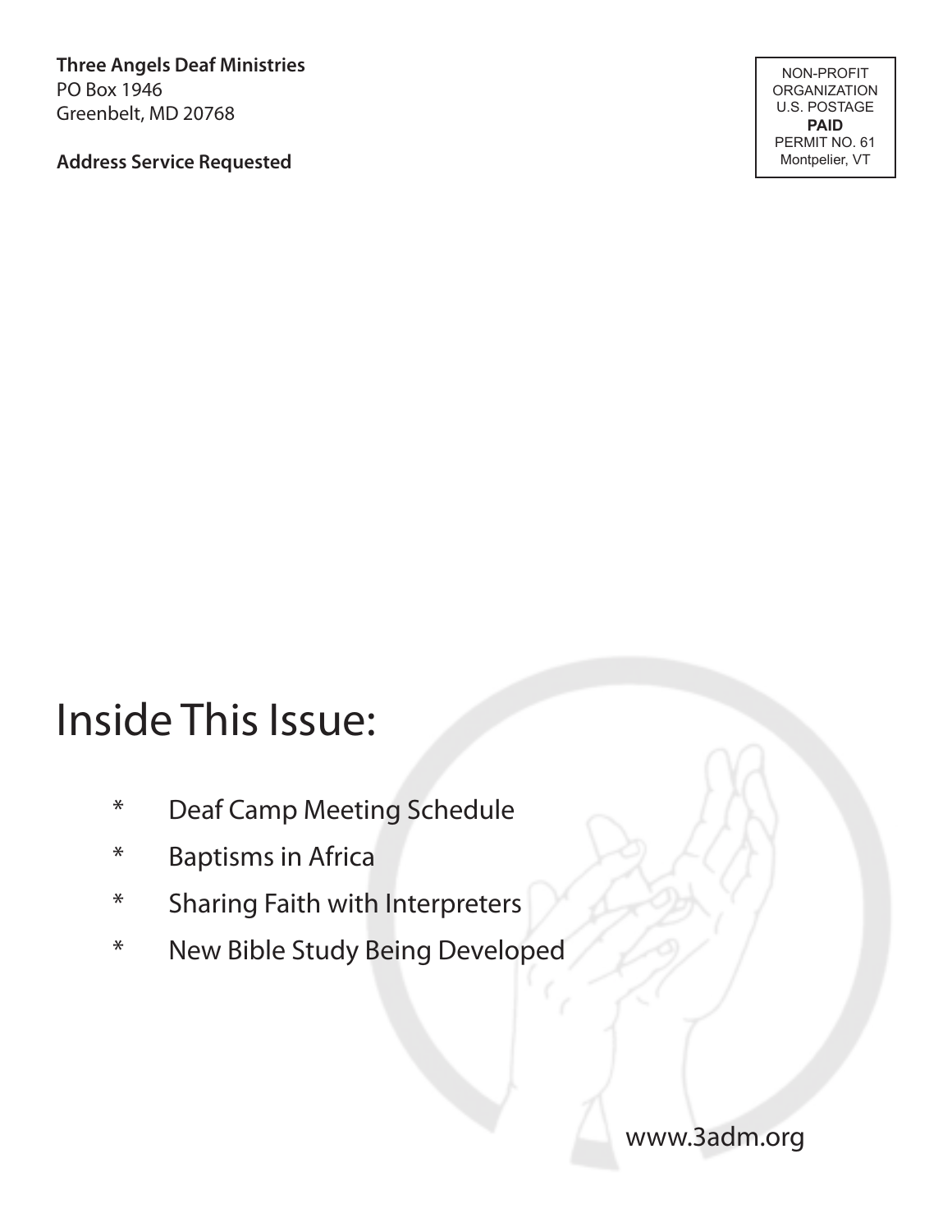**Three Angels Deaf Ministries**
PO Box 1946
Greenbelt, MD 20768

**Address Service Requested**

NON-PROFIT
ORGANIZATION
U.S. POSTAGE
**PAID**
PERMIT NO. 61
Montpelier, VT

# Inside This Issue:

* Deaf Camp Meeting Schedule
* Baptisms in Africa
* Sharing Faith with Interpreters
* New Bible Study Being Developed

www.3adm.org